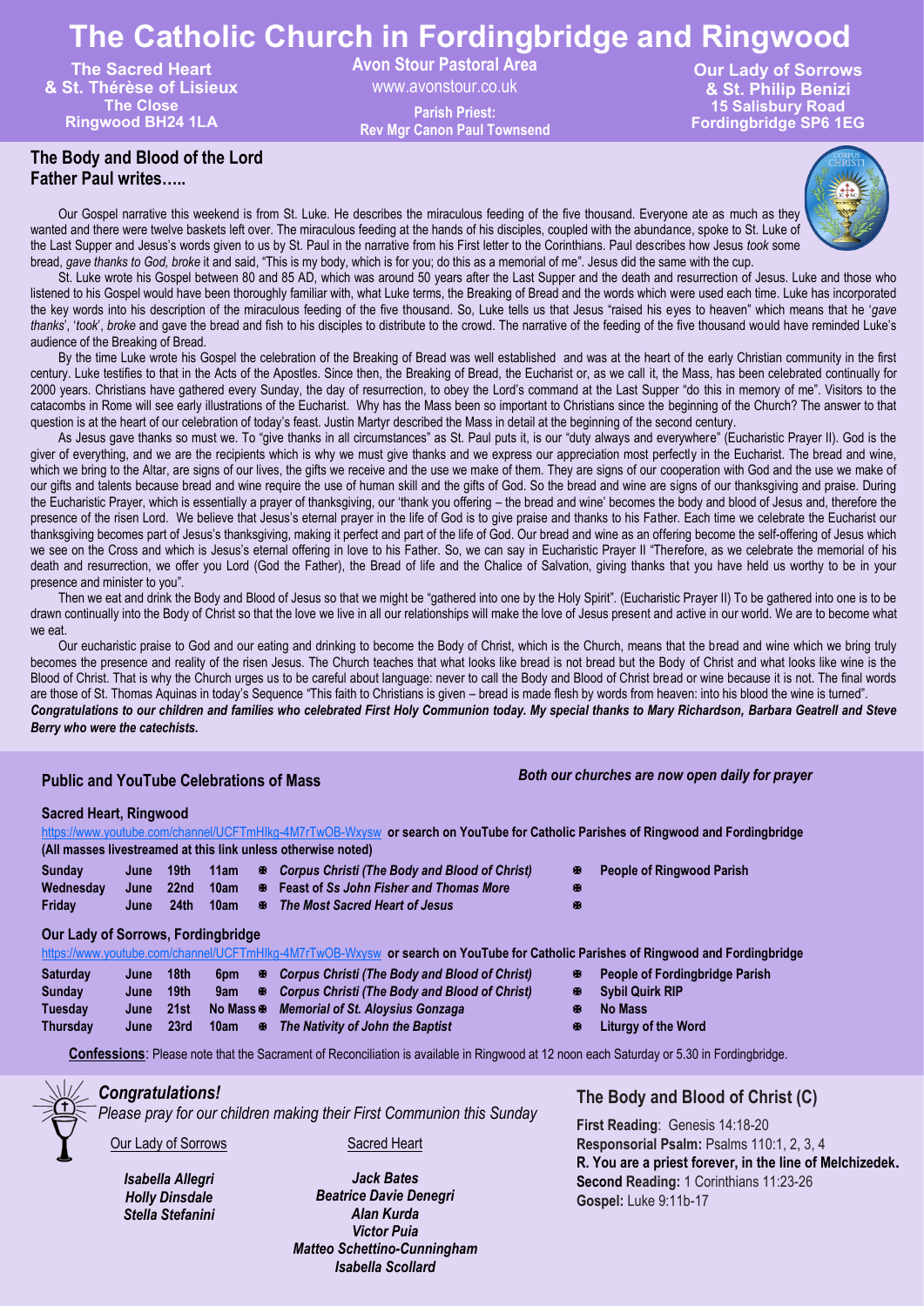# The Catholic Church in Fordingbridge and Ringwood

**The Sacred Heart & St. Thérèse of Lisieux**
**The Close**
**Ringwood BH24 1LA**

**Avon Stour Pastoral Area**
www.avonstour.co.uk
**Parish Priest:**
**Rev Mgr Canon Paul Townsend**

**Our Lady of Sorrows & St. Philip Benizi**
**15 Salisbury Road**
**Fordingbridge SP6 1EG**

## The Body and Blood of the Lord
## Father Paul writes…..

Our Gospel narrative this weekend is from St. Luke. He describes the miraculous feeding of the five thousand. Everyone ate as much as they wanted and there were twelve baskets left over. The miraculous feeding at the hands of his disciples, coupled with the abundance, spoke to St. Luke of the Last Supper and Jesus's words given to us by St. Paul in the narrative from his First letter to the Corinthians. Paul describes how Jesus *took* some bread, *gave thanks to God, broke* it and said, "This is my body, which is for you; do this as a memorial of me". Jesus did the same with the cup.

St. Luke wrote his Gospel between 80 and 85 AD, which was around 50 years after the Last Supper and the death and resurrection of Jesus. Luke and those who listened to his Gospel would have been thoroughly familiar with, what Luke terms, the Breaking of Bread and the words which were used each time. Luke has incorporated the key words into his description of the miraculous feeding of the five thousand. So, Luke tells us that Jesus "raised his eyes to heaven" which means that he '*gave thanks*', '*took*', *broke* and gave the bread and fish to his disciples to distribute to the crowd. The narrative of the feeding of the five thousand would have reminded Luke's audience of the Breaking of Bread.

By the time Luke wrote his Gospel the celebration of the Breaking of Bread was well established and was at the heart of the early Christian community in the first century. Luke testifies to that in the Acts of the Apostles. Since then, the Breaking of Bread, the Eucharist or, as we call it, the Mass, has been celebrated continually for 2000 years. Christians have gathered every Sunday, the day of resurrection, to obey the Lord's command at the Last Supper "do this in memory of me". Visitors to the catacombs in Rome will see early illustrations of the Eucharist. Why has the Mass been so important to Christians since the beginning of the Church? The answer to that question is at the heart of our celebration of today's feast. Justin Martyr described the Mass in detail at the beginning of the second century.

As Jesus gave thanks so must we. To "give thanks in all circumstances" as St. Paul puts it, is our "duty always and everywhere" (Eucharistic Prayer II). God is the giver of everything, and we are the recipients which is why we must give thanks and we express our appreciation most perfectly in the Eucharist. The bread and wine, which we bring to the Altar, are signs of our lives, the gifts we receive and the use we make of them. They are signs of our cooperation with God and the use we make of our gifts and talents because bread and wine require the use of human skill and the gifts of God. So the bread and wine are signs of our thanksgiving and praise. During the Eucharistic Prayer, which is essentially a prayer of thanksgiving, our 'thank you offering – the bread and wine' becomes the body and blood of Jesus and, therefore the presence of the risen Lord. We believe that Jesus's eternal prayer in the life of God is to give praise and thanks to his Father. Each time we celebrate the Eucharist our thanksgiving becomes part of Jesus's thanksgiving, making it perfect and part of the life of God. Our bread and wine as an offering become the self-offering of Jesus which we see on the Cross and which is Jesus's eternal offering in love to his Father. So, we can say in Eucharistic Prayer II "Therefore, as we celebrate the memorial of his death and resurrection, we offer you Lord (God the Father), the Bread of life and the Chalice of Salvation, giving thanks that you have held us worthy to be in your presence and minister to you".

Then we eat and drink the Body and Blood of Jesus so that we might be "gathered into one by the Holy Spirit". (Eucharistic Prayer II) To be gathered into one is to be drawn continually into the Body of Christ so that the love we live in all our relationships will make the love of Jesus present and active in our world. We are to become what we eat.

Our eucharistic praise to God and our eating and drinking to become the Body of Christ, which is the Church, means that the bread and wine which we bring truly becomes the presence and reality of the risen Jesus. The Church teaches that what looks like bread is not bread but the Body of Christ and what looks like wine is the Blood of Christ. That is why the Church urges us to be careful about language: never to call the Body and Blood of Christ bread or wine because it is not. The final words are those of St. Thomas Aquinas in today's Sequence "This faith to Christians is given – bread is made flesh by words from heaven: into his blood the wine is turned".

***Congratulations to our children and families who celebrated First Holy Communion today. My special thanks to Mary Richardson, Barbara Geatrell and Steve Berry who were the catechists.***

## Public and YouTube Celebrations of Mass

***Both our churches are now open daily for prayer***

### Sacred Heart, Ringwood

https://www.youtube.com/channel/UCFTmHlkg-4M7rTwOB-Wxysw **or search on YouTube for Catholic Parishes of Ringwood and Fordingbridge**
**(All masses livestreamed at this link unless otherwise noted)**

| | | | | | |
|---|---|---|---|---|---|
| **Sunday** | **June** | **19th** | **11am** | ***Corpus Christi (The Body and Blood of Christ)*** | **People of Ringwood Parish** |
| **Wednesday** | **June** | **22nd** | **10am** | **Feast of Ss John Fisher and Thomas More** | |
| **Friday** | **June** | **24th** | **10am** | ***The Most Sacred Heart of Jesus*** | |

### Our Lady of Sorrows, Fordingbridge

https://www.youtube.com/channel/UCFTmHlkg-4M7rTwOB-Wxysw **or search on YouTube for Catholic Parishes of Ringwood and Fordingbridge**

| | | | | | |
|---|---|---|---|---|---|
| **Saturday** | **June** | **18th** | **6pm** | ***Corpus Christi (The Body and Blood of Christ)*** | **People of Fordingbridge Parish** |
| **Sunday** | **June** | **19th** | **9am** | ***Corpus Christi (The Body and Blood of Christ)*** | **Sybil Quirk RIP** |
| **Tuesday** | **June** | **21st** | **No Mass** | ***Memorial of St. Aloysius Gonzaga*** | **No Mass** |
| **Thursday** | **June** | **23rd** | **10am** | ***The Nativity of John the Baptist*** | **Liturgy of the Word** |

**Confessions**: Please note that the Sacrament of Reconciliation is available in Ringwood at 12 noon each Saturday or 5.30 in Fordingbridge.

## *Congratulations!*

*Please pray for our children making their First Communion this Sunday*

Our Lady of Sorrows

***Isabella Allegri***
***Holly Dinsdale***
***Stella Stefanini***

Sacred Heart

***Jack Bates***
***Beatrice Davie Denegri***
***Alan Kurda***
***Victor Puia***
***Matteo Schettino-Cunningham***
***Isabella Scollard***

## The Body and Blood of Christ (C)

**First Reading**: Genesis 14:18-20
**Responsorial Psalm:** Psalms 110:1, 2, 3, 4
**R. You are a priest forever, in the line of Melchizedek.**
**Second Reading:** 1 Corinthians 11:23-26
**Gospel:** Luke 9:11b-17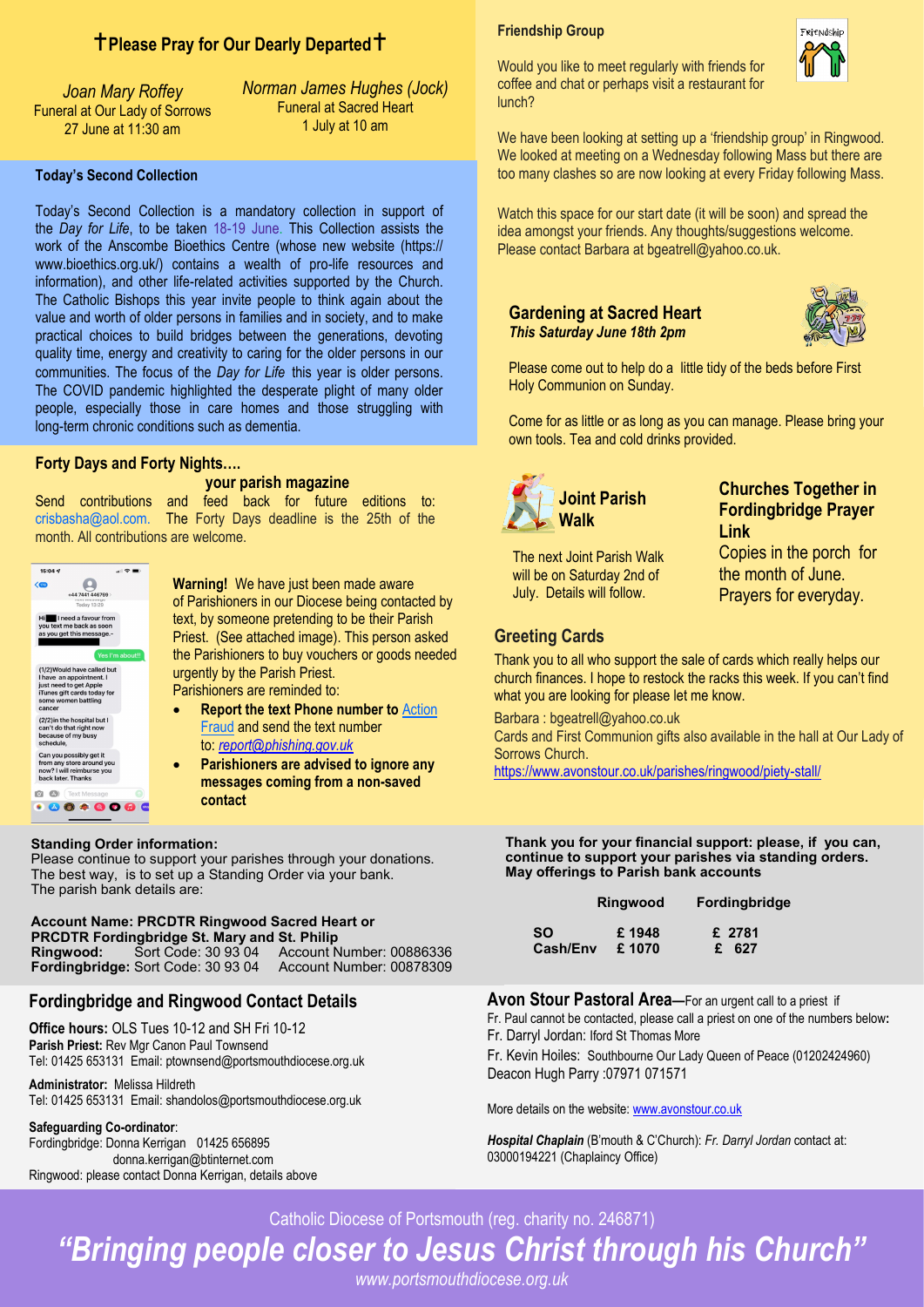## †Please Pray for Our Dearly Departed†

*Joan Mary Roffey*
Funeral at Our Lady of Sorrows
27 June at 11:30 am

*Norman James Hughes (Jock)*
Funeral at Sacred Heart
1 July at 10 am

### Today's Second Collection

Today's Second Collection is a mandatory collection in support of the *Day for Life*, to be taken 18-19 June. This Collection assists the work of the Anscombe Bioethics Centre (whose new website (https://www.bioethics.org.uk/) contains a wealth of pro-life resources and information), and other life-related activities supported by the Church. The Catholic Bishops this year invite people to think again about the value and worth of older persons in families and in society, and to make practical choices to build bridges between the generations, devoting quality time, energy and creativity to caring for the older persons in our communities. The focus of the *Day for Life* this year is older persons. The COVID pandemic highlighted the desperate plight of many older people, especially those in care homes and those struggling with long-term chronic conditions such as dementia.

### Forty Days and Forty Nights….
**your parish magazine**

Send contributions and feed back for future editions to: crisbasha@aol.com. The Forty Days deadline is the 25th of the month. All contributions are welcome.

**Warning!** We have just been made aware of Parishioners in our Diocese being contacted by text, by someone pretending to be their Parish Priest. (See attached image). This person asked the Parishioners to buy vouchers or goods needed urgently by the Parish Priest.
Parishioners are reminded to:

- **Report the text Phone number to** Action Fraud and send the text number to: *report@phishing.gov.uk*
- **Parishioners are advised to ignore any messages coming from a non-saved contact**

### Friendship Group

Would you like to meet regularly with friends for coffee and chat or perhaps visit a restaurant for lunch?

We have been looking at setting up a 'friendship group' in Ringwood. We looked at meeting on a Wednesday following Mass but there are too many clashes so are now looking at every Friday following Mass.

Watch this space for our start date (it will be soon) and spread the idea amongst your friends. Any thoughts/suggestions welcome. Please contact Barbara at bgeatrell@yahoo.co.uk.

### Gardening at Sacred Heart
***This Saturday June 18th 2pm***

Please come out to help do a little tidy of the beds before First Holy Communion on Sunday.

Come for as little or as long as you can manage. Please bring your own tools. Tea and cold drinks provided.

### Joint Parish Walk

The next Joint Parish Walk will be on Saturday 2nd of July. Details will follow.

### Churches Together in Fordingbridge Prayer Link

Copies in the porch for the month of June. Prayers for everyday.

### Greeting Cards

Thank you to all who support the sale of cards which really helps our church finances. I hope to restock the racks this week. If you can't find what you are looking for please let me know.

Barbara : bgeatrell@yahoo.co.uk

Cards and First Communion gifts also available in the hall at Our Lady of Sorrows Church.
https://www.avonstour.co.uk/parishes/ringwood/piety-stall/

**Standing Order information:**
Please continue to support your parishes through your donations. The best way, is to set up a Standing Order via your bank.
The parish bank details are:

**Account Name: PRCDTR Ringwood Sacred Heart or PRCDTR Fordingbridge St. Mary and St. Philip**
**Ringwood:** Sort Code: 30 93 04 Account Number: 00886336
**Fordingbridge:** Sort Code: 30 93 04 Account Number: 00878309

**Thank you for your financial support: please, if you can, continue to support your parishes via standing orders. May offerings to Parish bank accounts**

| | Ringwood | Fordingbridge |
|---|---|---|
| SO | £ 1948 | £ 2781 |
| Cash/Env | £ 1070 | £ 627 |

### Fordingbridge and Ringwood Contact Details

**Office hours:** OLS Tues 10-12 and SH Fri 10-12
**Parish Priest:** Rev Mgr Canon Paul Townsend
Tel: 01425 653131 Email: ptownsend@portsmouthdiocese.org.uk

**Administrator:** Melissa Hildreth
Tel: 01425 653131 Email: shandolos@portsmouthdiocese.org.uk

**Safeguarding Co-ordinator**:
Fordingbridge: Donna Kerrigan 01425 656895
donna.kerrigan@btinternet.com
Ringwood: please contact Donna Kerrigan, details above

**Avon Stour Pastoral Area**—For an urgent call to a priest if Fr. Paul cannot be contacted, please call a priest on one of the numbers below:
Fr. Darryl Jordan: Iford St Thomas More
Fr. Kevin Hoiles: Southbourne Our Lady Queen of Peace (01202424960)
Deacon Hugh Parry :07971 071571

More details on the website: www.avonstour.co.uk

***Hospital Chaplain*** (B'mouth & C'Church): *Fr. Darryl Jordan* contact at: 03000194221 (Chaplaincy Office)

Catholic Diocese of Portsmouth (reg. charity no. 246871)

***"Bringing people closer to Jesus Christ through his Church"***

*www.portsmouthdiocese.org.uk*